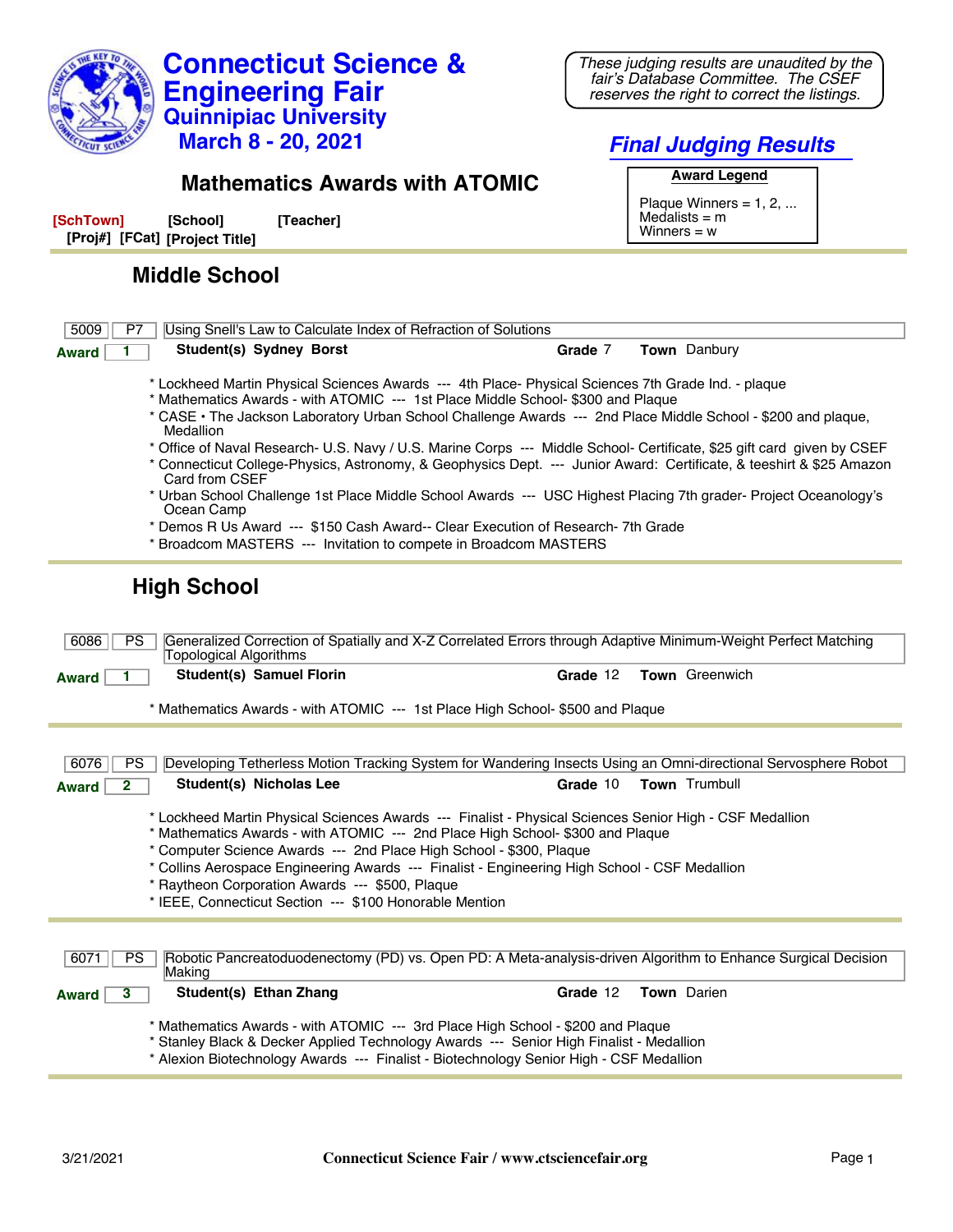# Connecticut Science & Engineering Fair

## Quinnipiac University

## March 8 - 20, 2021

*These judging results are unaudited by the fair's Database Committee. The CSEF reserves the right to correct the listings.*

***Final Judging Results***

## Mathematics Awards with ATOMIC

**Award Legend**

Plaque Winners = 1, 2, ...
Medalists = m
Winners = w

**[SchTown]** **[School]** **[Teacher]**
**[Proj#]** **[FCat]** **[Project Title]**

### Middle School

5009 | P7 | Using Snell's Law to Calculate Index of Refraction of Solutions

**Award** 1 — **Student(s)** **Sydney Borst** — **Grade** 7 — **Town** Danbury

* Lockheed Martin Physical Sciences Awards --- 4th Place- Physical Sciences 7th Grade Ind. - plaque
* Mathematics Awards - with ATOMIC --- 1st Place Middle School- $300 and Plaque
* CASE • The Jackson Laboratory Urban School Challenge Awards --- 2nd Place Middle School - $200 and plaque, Medallion
* Office of Naval Research- U.S. Navy / U.S. Marine Corps --- Middle School- Certificate, $25 gift card given by CSEF
* Connecticut College-Physics, Astronomy, & Geophysics Dept. --- Junior Award: Certificate, & teeshirt & $25 Amazon Card from CSEF
* Urban School Challenge 1st Place Middle School Awards --- USC Highest Placing 7th grader- Project Oceanology's Ocean Camp
* Demos R Us Award --- $150 Cash Award-- Clear Execution of Research- 7th Grade
* Broadcom MASTERS --- Invitation to compete in Broadcom MASTERS

### High School

6086 | PS | Generalized Correction of Spatially and X-Z Correlated Errors through Adaptive Minimum-Weight Perfect Matching Topological Algorithms

**Award** 1 — **Student(s)** **Samuel Florin** — **Grade** 12 — **Town** Greenwich

* Mathematics Awards - with ATOMIC --- 1st Place High School- $500 and Plaque

6076 | PS | Developing Tetherless Motion Tracking System for Wandering Insects Using an Omni-directional Servosphere Robot

**Award** 2 — **Student(s)** **Nicholas Lee** — **Grade** 10 — **Town** Trumbull

* Lockheed Martin Physical Sciences Awards --- Finalist - Physical Sciences Senior High - CSF Medallion
* Mathematics Awards - with ATOMIC --- 2nd Place High School- $300 and Plaque
* Computer Science Awards --- 2nd Place High School - $300, Plaque
* Collins Aerospace Engineering Awards --- Finalist - Engineering High School - CSF Medallion
* Raytheon Corporation Awards --- $500, Plaque
* IEEE, Connecticut Section --- $100 Honorable Mention

6071 | PS | Robotic Pancreatoduodenectomy (PD) vs. Open PD: A Meta-analysis-driven Algorithm to Enhance Surgical Decision Making

**Award** 3 — **Student(s)** **Ethan Zhang** — **Grade** 12 — **Town** Darien

* Mathematics Awards - with ATOMIC --- 3rd Place High School - $200 and Plaque
* Stanley Black & Decker Applied Technology Awards --- Senior High Finalist - Medallion
* Alexion Biotechnology Awards --- Finalist - Biotechnology Senior High - CSF Medallion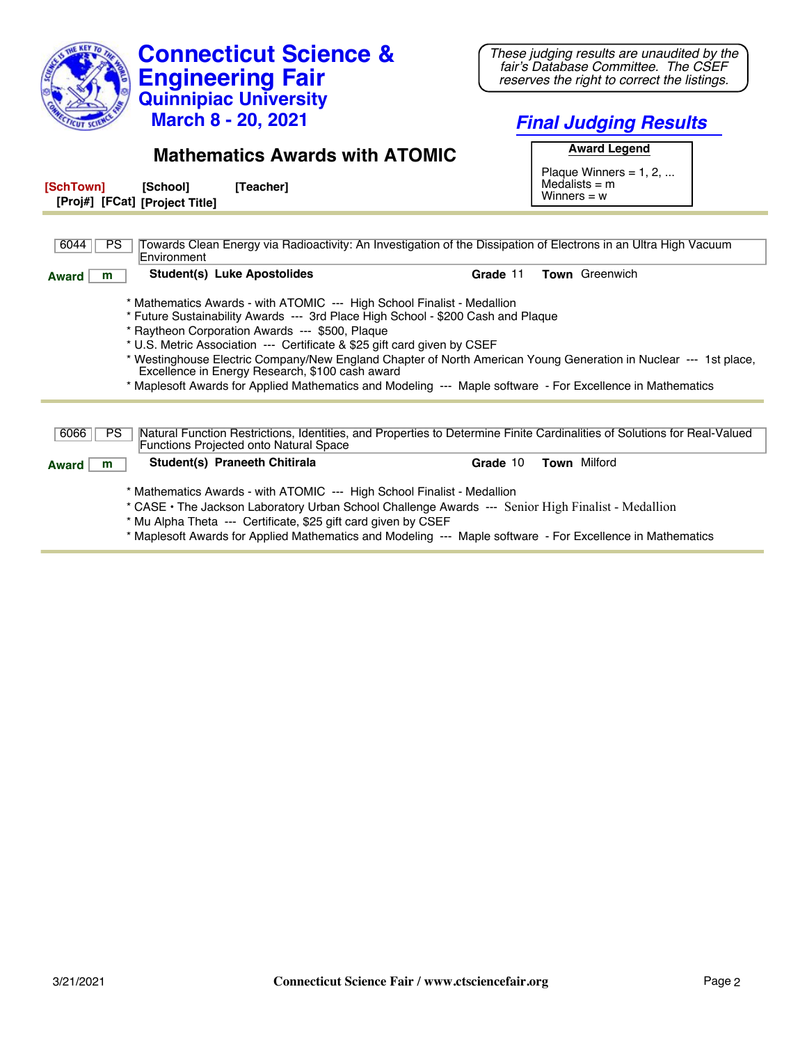# Connecticut Science & Engineering Fair
## Quinnipiac University
### March 8 - 20, 2021

*These judging results are unaudited by the fair's Database Committee. The CSEF reserves the right to correct the listings.*

***Final Judging Results***

## Mathematics Awards with ATOMIC

**Award Legend**

Plaque Winners = 1, 2, ...
Medalists = m
Winners = w

[SchTown] [School] [Teacher]
[Proj#] [FCat] [Project Title]

---

**6044** | **PS** | Towards Clean Energy via Radioactivity: An Investigation of the Dissipation of Electrons in an Ultra High Vacuum Environment

**Award** m — **Student(s)** **Luke Apostolides** — **Grade** 11 — **Town** Greenwich

* Mathematics Awards - with ATOMIC --- High School Finalist - Medallion
* Future Sustainability Awards --- 3rd Place High School - $200 Cash and Plaque
* Raytheon Corporation Awards --- $500, Plaque
* U.S. Metric Association --- Certificate & $25 gift card given by CSEF
* Westinghouse Electric Company/New England Chapter of North American Young Generation in Nuclear --- 1st place, Excellence in Energy Research, $100 cash award
* Maplesoft Awards for Applied Mathematics and Modeling --- Maple software - For Excellence in Mathematics

---

**6066** | **PS** | Natural Function Restrictions, Identities, and Properties to Determine Finite Cardinalities of Solutions for Real-Valued Functions Projected onto Natural Space

**Award** m — **Student(s)** **Praneeth Chitirala** — **Grade** 10 — **Town** Milford

* Mathematics Awards - with ATOMIC --- High School Finalist - Medallion
* CASE • The Jackson Laboratory Urban School Challenge Awards --- Senior High Finalist - Medallion
* Mu Alpha Theta --- Certificate, $25 gift card given by CSEF
* Maplesoft Awards for Applied Mathematics and Modeling --- Maple software - For Excellence in Mathematics

---

3/21/2021

Connecticut Science Fair / www.ctsciencefair.org